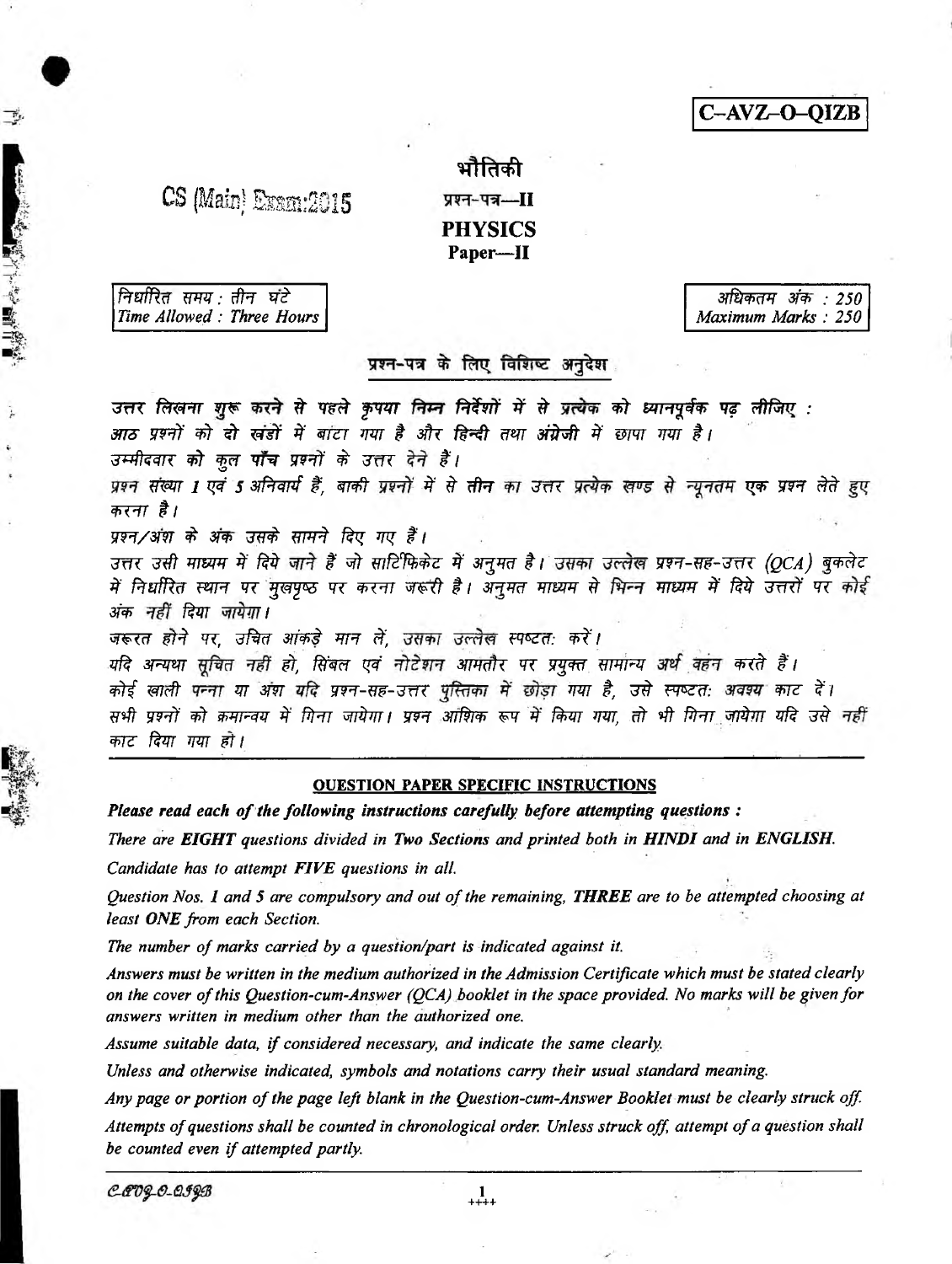**C–AVZ–O–QIZB**

CS (Main) Exam:2015

# भौतिकी

## प्रश्न-पत्र—II

# PHYSICS

## Paper—II

| निर्धारित समय : तीन घंटे<br>Time Allowed : Three Hours | अधिकतम अंक : 250<br>Maximum Marks : 250 |
|---|---|

### प्रश्न-पत्र के लिए विशिष्ट अनुदेश

*उत्तर लिखना शुरू करने से पहले कृपया निम्न निर्देशों में से प्रत्येक को ध्यानपूर्वक पढ़ लीजिए :*

*आठ प्रश्नों को दो खंडों में बांटा गया है और हिन्दी तथा अंग्रेजी में छापा गया है।*

*उम्मीदवार को कुल पाँच प्रश्नों के उत्तर देने हैं।*

*प्रश्न संख्या 1 एवं 5 अनिवार्य हैं, बाकी प्रश्नों में से तीन का उत्तर प्रत्येक खण्ड से न्यूनतम एक प्रश्न लेते हुए करना है।*

*प्रश्न/अंश के अंक उसके सामने दिए गए हैं।*

*उत्तर उसी माध्यम में दिये जाने हैं जो सार्टिफिकेट में अनुमत है। उसका उल्लेख प्रश्न-सह-उत्तर (QCA) बुकलेट में निर्धारित स्थान पर मुखपृष्ठ पर करना जरूरी है। अनुमत माध्यम से भिन्न माध्यम में दिये उत्तरों पर कोई अंक नहीं दिया जायेगा।*

*जरूरत होने पर, उचित आंकड़े मान लें, उसका उल्लेख स्पष्टतः करें।*

*यदि अन्यथा सूचित नहीं हो, सिंबल एवं नोटेशन आमतौर पर प्रयुक्त सामान्य अर्थ वहन करते हैं।*

*कोई खाली पन्ना या अंश यदि प्रश्न-सह-उत्तर पुस्तिका में छोड़ा गया है, उसे स्पष्टतः अवश्य काट दें।*

*सभी प्रश्नों को क्रमान्वय में गिना जायेगा। प्रश्न आंशिक रूप में किया गया, तो भी गिना जायेगा यदि उसे नहीं काट दिया गया हो।*

---

### QUESTION PAPER SPECIFIC INSTRUCTIONS

***Please read each of the following instructions carefully before attempting questions :***

*There are **EIGHT** questions divided in Two Sections and printed both in **HINDI** and in **ENGLISH**.*

*Candidate has to attempt **FIVE** questions in all.*

*Question Nos. 1 and 5 are compulsory and out of the remaining, **THREE** are to be attempted choosing at least **ONE** from each Section.*

*The number of marks carried by a question/part is indicated against it.*

*Answers must be written in the medium authorized in the Admission Certificate which must be stated clearly on the cover of this Question-cum-Answer (QCA) booklet in the space provided. No marks will be given for answers written in medium other than the authorized one.*

*Assume suitable data, if considered necessary, and indicate the same clearly.*

*Unless and otherwise indicated, symbols and notations carry their usual standard meaning.*

*Any page or portion of the page left blank in the Question-cum-Answer Booklet must be clearly struck off.*

*Attempts of questions shall be counted in chronological order. Unless struck off, attempt of a question shall be counted even if attempted partly.*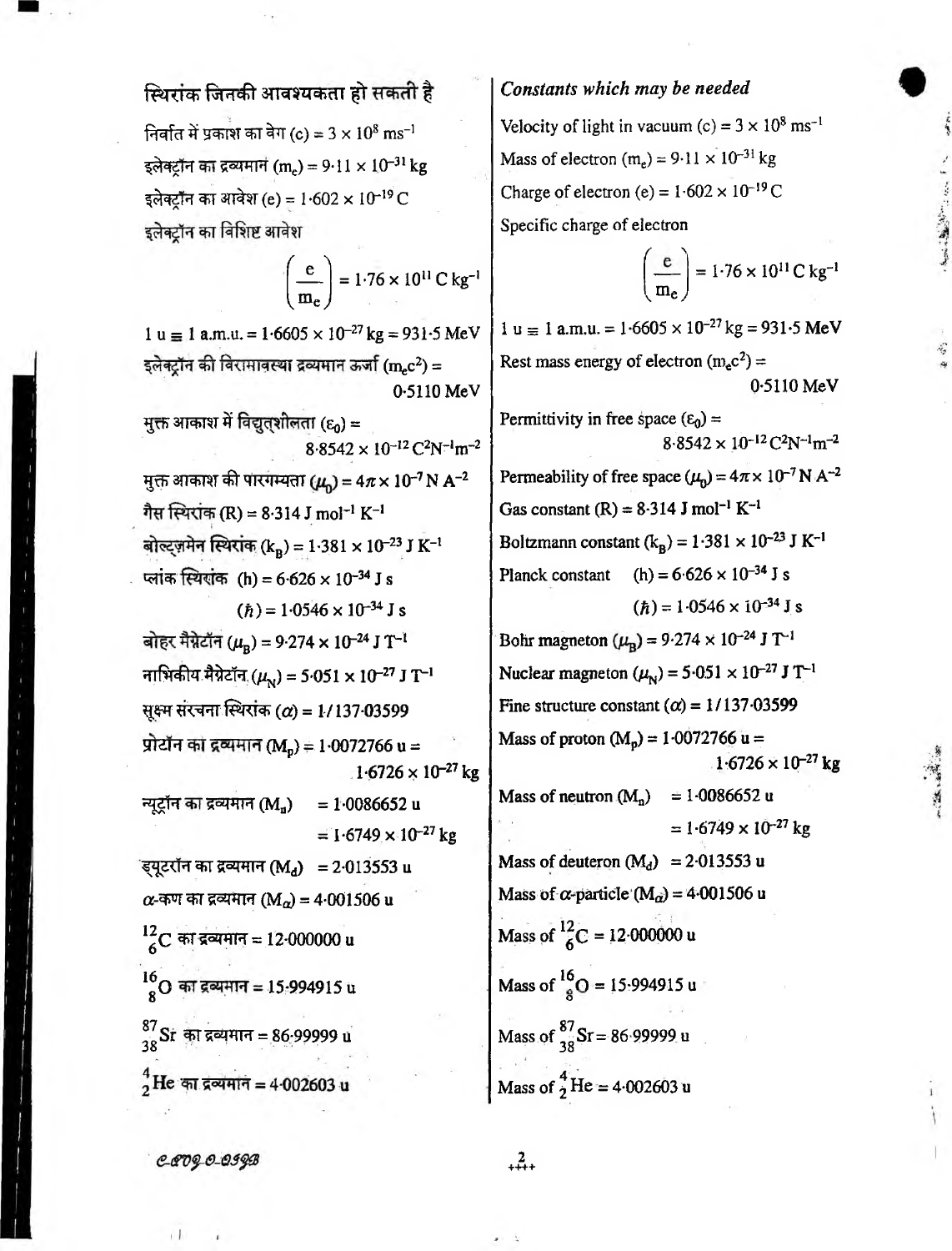## स्थिरांक जिनकी आवश्यकता हो सकती है

निर्वात में प्रकाश का वेग (c) = $3 \times 10^8$ ms$^{-1}$

इलेक्ट्रॉन का द्रव्यमान ($m_e$) = $9 \cdot 11 \times 10^{-31}$ kg

इलेक्ट्रॉन का आवेश (e) = $1 \cdot 602 \times 10^{-19}$ C

इलेक्ट्रॉन का विशिष्ट आवेश

$$\left(\frac{e}{m_e}\right) = 1 \cdot 76 \times 10^{11} \text{ C kg}^{-1}$$

1 u ≡ 1 a.m.u. = $1 \cdot 6605 \times 10^{-27}$ kg = 931·5 MeV

इलेक्ट्रॉन की विरामावस्था द्रव्यमान ऊर्जा ($m_e c^2$) = 0·5110 MeV

मुक्त आकाश में विद्युतशीलता ($\varepsilon_0$) = $8 \cdot 8542 \times 10^{-12}$ C$^2$N$^{-1}$m$^{-2}$

मुक्त आकाश की पारगम्यता ($\mu_0$) = $4\pi \times 10^{-7}$ N A$^{-2}$

गैस स्थिरांक (R) = 8·314 J mol$^{-1}$ K$^{-1}$

बोल्ट्ज़मेन स्थिरांक ($k_B$) = $1 \cdot 381 \times 10^{-23}$ J K$^{-1}$

प्लांक स्थिरांक (h) = $6 \cdot 626 \times 10^{-34}$ J s

($\hbar$) = $1 \cdot 0546 \times 10^{-34}$ J s

बोहर मैग्नेटॉन ($\mu_B$) = $9 \cdot 274 \times 10^{-24}$ J T$^{-1}$

नाभिकीय मैग्नेटॉन ($\mu_N$) = $5 \cdot 051 \times 10^{-27}$ J T$^{-1}$

सूक्ष्म संरचना स्थिरांक ($\alpha$) = 1/137·03599

प्रोटॉन का द्रव्यमान ($M_p$) = 1·0072766 u = $1 \cdot 6726 \times 10^{-27}$ kg

न्यूट्रॉन का द्रव्यमान ($M_n$) = 1·0086652 u = $1 \cdot 6749 \times 10^{-27}$ kg

ड्यूटरॉन का द्रव्यमान ($M_d$) = 2·013553 u

$\alpha$-कण का द्रव्यमान ($M_\alpha$) = 4·001506 u

$^{12}_{6}C$ का द्रव्यमान = 12·000000 u

$^{16}_{8}O$ का द्रव्यमान = 15·994915 u

$^{87}_{38}Sr$ का द्रव्यमान = 86·99999 u

$^{4}_{2}He$ का द्रव्यमान = 4·002603 u

## *Constants which may be needed*

Velocity of light in vacuum (c) = $3 \times 10^8$ ms$^{-1}$

Mass of electron ($m_e$) = $9 \cdot 11 \times 10^{-31}$ kg

Charge of electron (e) = $1 \cdot 602 \times 10^{-19}$ C

Specific charge of electron

$$\left(\frac{e}{m_e}\right) = 1 \cdot 76 \times 10^{11} \text{ C kg}^{-1}$$

1 u ≡ 1 a.m.u. = $1 \cdot 6605 \times 10^{-27}$ kg = 931·5 MeV

Rest mass energy of electron ($m_e c^2$) = 0·5110 MeV

Permittivity in free space ($\varepsilon_0$) = $8 \cdot 8542 \times 10^{-12}$ C$^2$N$^{-1}$m$^{-2}$

Permeability of free space ($\mu_0$) = $4\pi \times 10^{-7}$ N A$^{-2}$

Gas constant (R) = 8·314 J mol$^{-1}$ K$^{-1}$

Boltzmann constant ($k_B$) = $1 \cdot 381 \times 10^{-23}$ J K$^{-1}$

Planck constant (h) = $6 \cdot 626 \times 10^{-34}$ J s

($\hbar$) = $1 \cdot 0546 \times 10^{-34}$ J s

Bohr magneton ($\mu_B$) = $9 \cdot 274 \times 10^{-24}$ J T$^{-1}$

Nuclear magneton ($\mu_N$) = $5 \cdot 051 \times 10^{-27}$ J T$^{-1}$

Fine structure constant ($\alpha$) = 1/137·03599

Mass of proton ($M_p$) = 1·0072766 u = $1 \cdot 6726 \times 10^{-27}$ kg

Mass of neutron ($M_n$) = 1·0086652 u = $1 \cdot 6749 \times 10^{-27}$ kg

Mass of deuteron ($M_d$) = 2·013553 u

Mass of $\alpha$-particle ($M_\alpha$) = 4·001506 u

Mass of $^{12}_{6}C$ = 12·000000 u

Mass of $^{16}_{8}O$ = 15·994915 u

Mass of $^{87}_{38}Sr$ = 86·99999 u

Mass of $^{4}_{2}He$ = 4·002603 u

C-DTQ-O-OSQB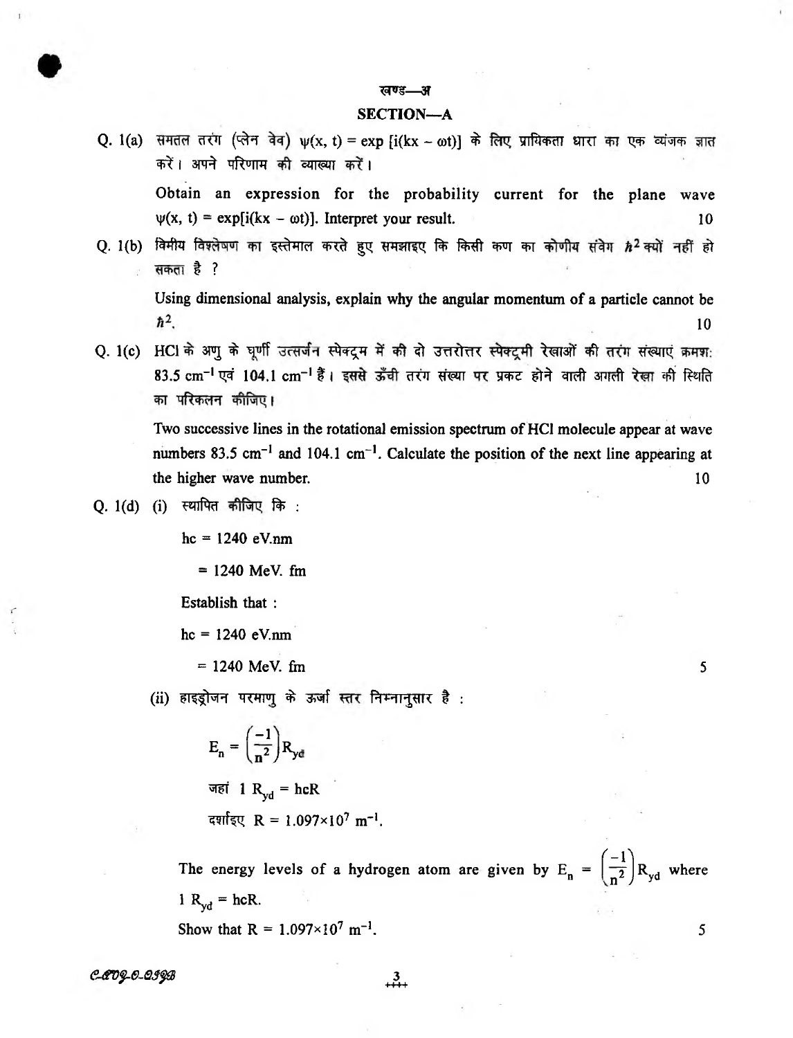खण्ड—अ

## SECTION—A

Q. 1(a) समतल तरंग (प्लेन वेव) $\psi(x, t) = \exp[i(kx - \omega t)]$ के लिए प्रायिकता धारा का एक व्यंजक ज्ञात करें। अपने परिणाम की व्याख्या करें।

Obtain an expression for the probability current for the plane wave $\psi(x, t) = \exp[i(kx - \omega t)]$. Interpret your result. 10

Q. 1(b) विमीय विश्लेषण का इस्तेमाल करते हुए समझाइए कि किसी कण का कोणीय संवेग $\hbar^2$ क्यों नहीं हो सकता है ?

Using dimensional analysis, explain why the angular momentum of a particle cannot be $\hbar^2$. 10

Q. 1(c) HCl के अणु के घूर्णी उत्सर्जन स्पेक्ट्रम में की दो उत्तरोत्तर स्पेक्ट्रमी रेखाओं की तरंग संख्याएं क्रमश: 83.5 $cm^{-1}$ एवं 104.1 $cm^{-1}$ हैं। इससे ऊँची तरंग संख्या पर प्रकट होने वाली अगली रेखा की स्थिति का परिकलन कीजिए।

Two successive lines in the rotational emission spectrum of HCl molecule appear at wave numbers 83.5 $cm^{-1}$ and 104.1 $cm^{-1}$. Calculate the position of the next line appearing at the higher wave number. 10

Q. 1(d) (i) स्थापित कीजिए कि :

$$hc = 1240 \text{ eV.nm}$$
$$= 1240 \text{ MeV. fm}$$

Establish that :

$$hc = 1240 \text{ eV.nm}$$
$$= 1240 \text{ MeV. fm}$$

5

(ii) हाइड्रोजन परमाणु के ऊर्जा स्तर निम्नानुसार है :

$$E_n = \left(\frac{-1}{n^2}\right) R_{yd}$$

जहां $1\ R_{yd} = hcR$

दर्शाइए $R = 1.097 \times 10^7\ m^{-1}$.

The energy levels of a hydrogen atom are given by $E_n = \left(\frac{-1}{n^2}\right) R_{yd}$ where $1\ R_{yd} = hcR$.

Show that $R = 1.097 \times 10^7\ m^{-1}$. 5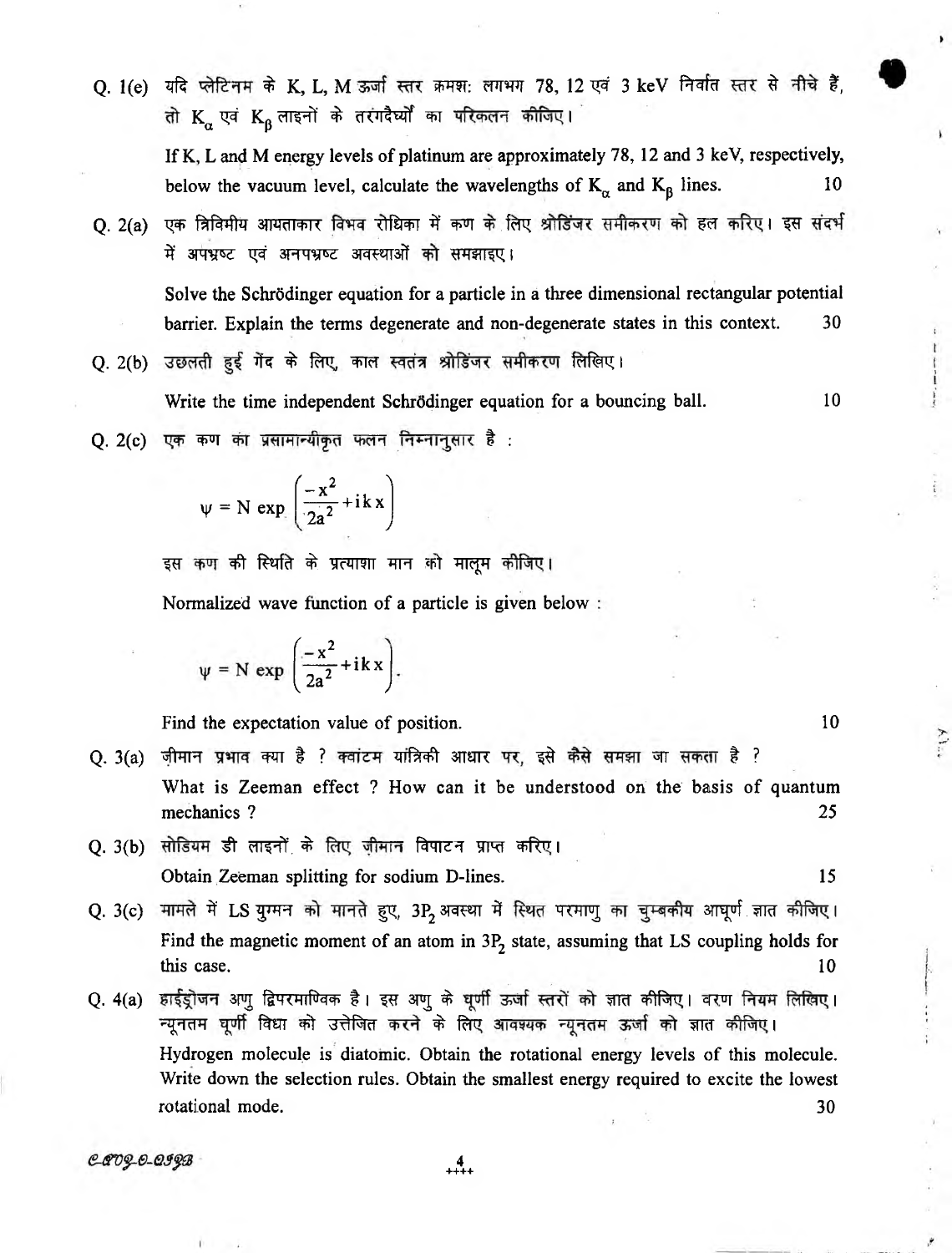Q. 1(e) यदि प्लेटिनम के K, L, M ऊर्जा स्तर क्रमशः लगभग 78, 12 एवं 3 keV निर्वात स्तर से नीचे हैं, तो $K_\alpha$ एवं $K_\beta$ लाइनों के तरंगदैर्घ्यों का परिकलन कीजिए।

If K, L and M energy levels of platinum are approximately 78, 12 and 3 keV, respectively, below the vacuum level, calculate the wavelengths of $K_\alpha$ and $K_\beta$ lines. 10

Q. 2(a) एक त्रिविमीय आयताकार विभव रोधिका में कण के लिए श्रोडिंजर समीकरण को हल करिए। इस संदर्भ में अपभ्रष्ट एवं अनपभ्रष्ट अवस्थाओं को समझाइए।

Solve the Schrödinger equation for a particle in a three dimensional rectangular potential barrier. Explain the terms degenerate and non-degenerate states in this context. 30

Q. 2(b) उछलती हुई गेंद के लिए, काल स्वतंत्र श्रोडिंजर समीकरण लिखिए।

Write the time independent Schrödinger equation for a bouncing ball. 10

Q. 2(c) एक कण का प्रसामान्यीकृत फलन निम्नानुसार है :

$$\psi = N \exp\left(\frac{-x^2}{2a^2} + ikx\right)$$

इस कण की स्थिति के प्रत्याशा मान को मालूम कीजिए।

Normalized wave function of a particle is given below :

$$\psi = N \exp\left(\frac{-x^2}{2a^2} + ikx\right).$$

Find the expectation value of position. 10

Q. 3(a) ज़ीमान प्रभाव क्या है ? क्वांटम यांत्रिकी आधार पर, इसे कैसे समझा जा सकता है ?

What is Zeeman effect ? How can it be understood on the basis of quantum mechanics ? 25

Q. 3(b) सोडियम डी लाइनों के लिए ज़ीमान विपाटन प्राप्त करिए।

Obtain Zeeman splitting for sodium D-lines. 15

Q. 3(c) मामले में LS युग्मन को मानते हुए, $3P_2$ अवस्था में स्थित परमाणु का चुम्बकीय आघूर्ण ज्ञात कीजिए।

Find the magnetic moment of an atom in $3P_2$ state, assuming that LS coupling holds for this case. 10

Q. 4(a) हाईड्रोजन अणु द्विपरमाण्विक है। इस अणु के घूर्णी ऊर्जा स्तरों को ज्ञात कीजिए। वरण नियम लिखिए। न्यूनतम घूर्णी विधा को उत्तेजित करने के लिए आवश्यक न्यूनतम ऊर्जा को ज्ञात कीजिए।

Hydrogen molecule is diatomic. Obtain the rotational energy levels of this molecule. Write down the selection rules. Obtain the smallest energy required to excite the lowest rotational mode. 30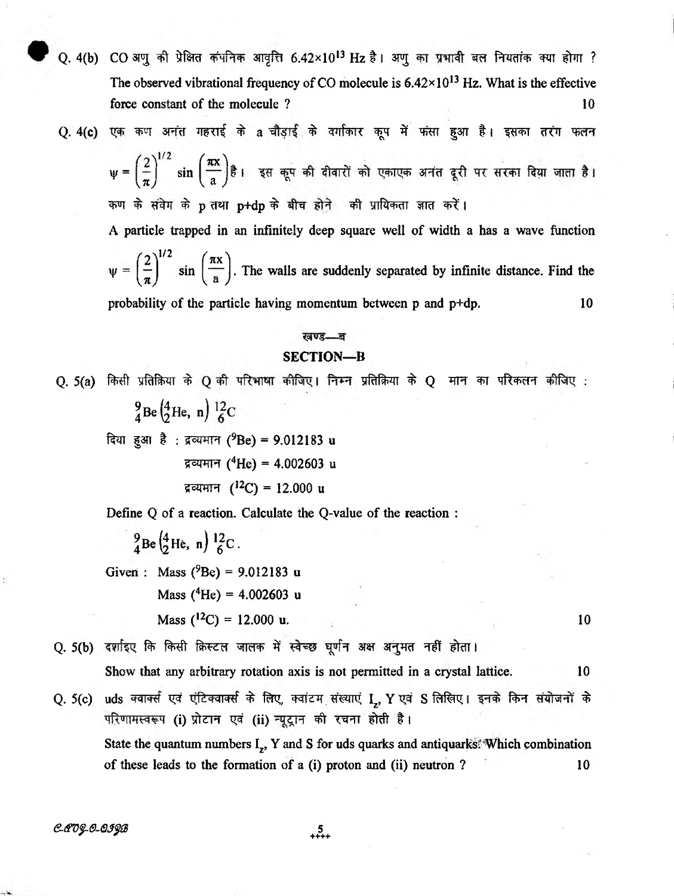Q. 4(b) CO अणु की प्रेक्षित कंपनिक आवृत्ति $6.42 \times 10^{13}$ Hz है। अणु का प्रभावी बल नियतांक क्या होगा ?

The observed vibrational frequency of CO molecule is $6.42 \times 10^{13}$ Hz. What is the effective force constant of the molecule ? 10

Q. 4(c) एक कण अनंत गहराई के a चौड़ाई के वर्गाकार कूप में फंसा हुआ है। इसका तरंग फलन $\psi = \left(\frac{2}{\pi}\right)^{1/2} \sin\left(\frac{\pi x}{a}\right)$ है। इस कूप की दीवारों को एकाएक अनंत दूरी पर सरका दिया जाता है। कण के संवेग के p तथा p+dp के बीच होने की प्रायिकता ज्ञात करें।

A particle trapped in an infinitely deep square well of width a has a wave function $\psi = \left(\frac{2}{\pi}\right)^{1/2} \sin\left(\frac{\pi x}{a}\right)$. The walls are suddenly separated by infinite distance. Find the probability of the particle having momentum between p and p+dp. 10

## खण्ड—ब

## SECTION—B

Q. 5(a) किसी प्रतिक्रिया के Q की परिभाषा कीजिए। निम्न प्रतिक्रिया के Q मान का परिकलन कीजिए :

$${}^{9}_{4}\text{Be}\left({}^{4}_{2}\text{He},\ n\right){}^{12}_{6}\text{C}$$

दिया हुआ है : द्रव्यमान ($^{9}$Be) = 9.012183 u

द्रव्यमान ($^{4}$He) = 4.002603 u

द्रव्यमान ($^{12}$C) = 12.000 u

Define Q of a reaction. Calculate the Q-value of the reaction :

$${}^{9}_{4}\text{Be}\left({}^{4}_{2}\text{He},\ n\right){}^{12}_{6}\text{C}.$$

Given : Mass ($^{9}$Be) = 9.012183 u

Mass ($^{4}$He) = 4.002603 u

Mass ($^{12}$C) = 12.000 u. 10

Q. 5(b) दर्शाइए कि किसी क्रिस्टल जालक में स्वेच्छ घूर्णन अक्ष अनुमत नहीं होता।

Show that any arbitrary rotation axis is not permitted in a crystal lattice. 10

Q. 5(c) uds क्वार्क्स एवं एंटिक्वार्क्स के लिए, क्वांटम संख्याएं $I_z$, Y एवं S लिखिए। इनके किन संयोजनों के परिणामस्वरूप (i) प्रोटान एवं (ii) न्यूट्रान की रचना होती है।

State the quantum numbers $I_z$, Y and S for uds quarks and antiquarks. Which combination of these leads to the formation of a (i) proton and (ii) neutron ? 10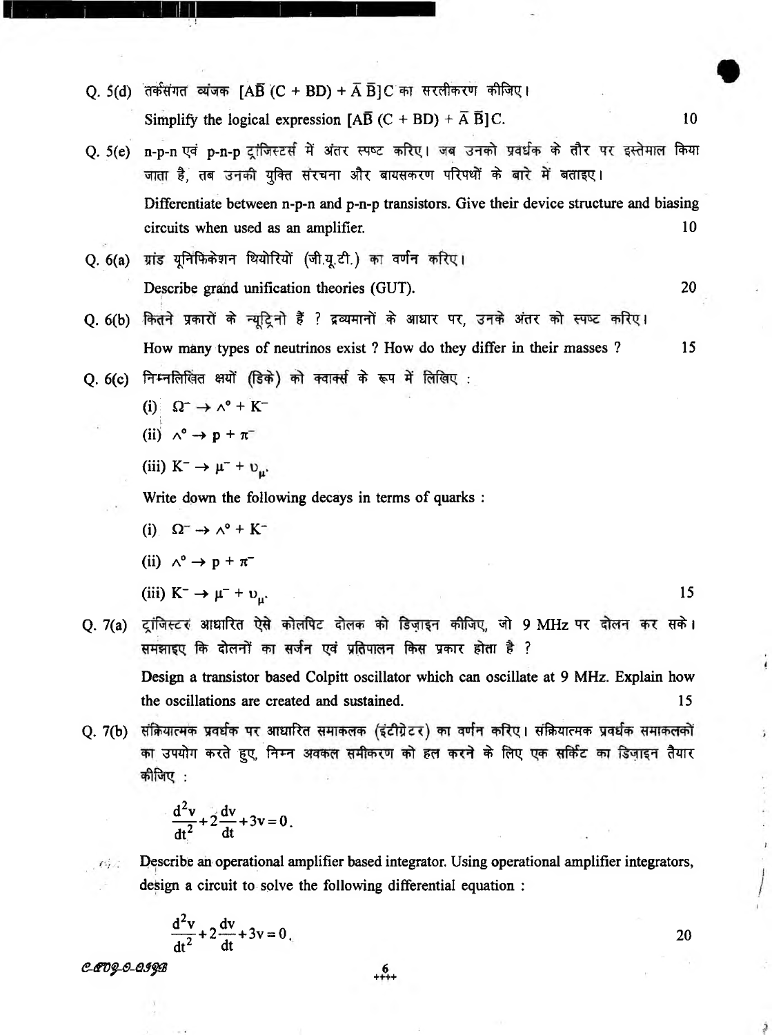Q. 5(d) तर्कसंगत व्यंजक $[A\bar{B}(C + BD) + \bar{A}\,\bar{B}]C$ का सरलीकरण कीजिए।

Simplify the logical expression $[A\bar{B}(C + BD) + \bar{A}\,\bar{B}]C$. 10

Q. 5(e) n-p-n एवं p-n-p ट्रांजिस्टर्स में अंतर स्पष्ट करिए। जब उनको प्रवर्धक के तौर पर इस्तेमाल किया जाता है, तब उनकी युक्ति संरचना और बायसकरण परिपथों के बारे में बताइए।

Differentiate between n-p-n and p-n-p transistors. Give their device structure and biasing circuits when used as an amplifier. 10

Q. 6(a) ग्रांड यूनिफिकेशन थियोरियों (जी.यू.टी.) का वर्णन करिए।

Describe grand unification theories (GUT). 20

Q. 6(b) कितने प्रकारों के न्यूट्रिनो हैं ? द्रव्यमानों के आधार पर, उनके अंतर को स्पष्ट करिए।

How many types of neutrinos exist ? How do they differ in their masses ? 15

Q. 6(c) निम्नलिखित क्षयों (डिके) को क्वार्क्स के रूप में लिखिए :

(i) $\Omega^- \rightarrow \Lambda^0 + K^-$

(ii) $\Lambda^0 \rightarrow p + \pi^-$

(iii) $K^- \rightarrow \mu^- + \upsilon_\mu$.

Write down the following decays in terms of quarks :

(i) $\Omega^- \rightarrow \Lambda^0 + K^-$

(ii) $\Lambda^0 \rightarrow p + \pi^-$

(iii) $K^- \rightarrow \mu^- + \upsilon_\mu$. 15

Q. 7(a) ट्रांजिस्टर आधारित ऐसे कोलपिट दोलक को डिज़ाइन कीजिए, जो 9 MHz पर दोलन कर सके। समझाइए कि दोलनों का सर्जन एवं प्रतिपालन किस प्रकार होता है ?

Design a transistor based Colpitt oscillator which can oscillate at 9 MHz. Explain how the oscillations are created and sustained. 15

Q. 7(b) संक्रियात्मक प्रवर्धक पर आधारित समाकलक (इंटीग्रेटर) का वर्णन करिए। संक्रियात्मक प्रवर्धक समाकलकों का उपयोग करते हुए, निम्न अवकल समीकरण को हल करने के लिए एक सर्किट का डिज़ाइन तैयार कीजिए :

$$\frac{d^2v}{dt^2} + 2\frac{dv}{dt} + 3v = 0.$$

Describe an operational amplifier based integrator. Using operational amplifier integrators, design a circuit to solve the following differential equation :

$$\frac{d^2v}{dt^2} + 2\frac{dv}{dt} + 3v = 0.$$

20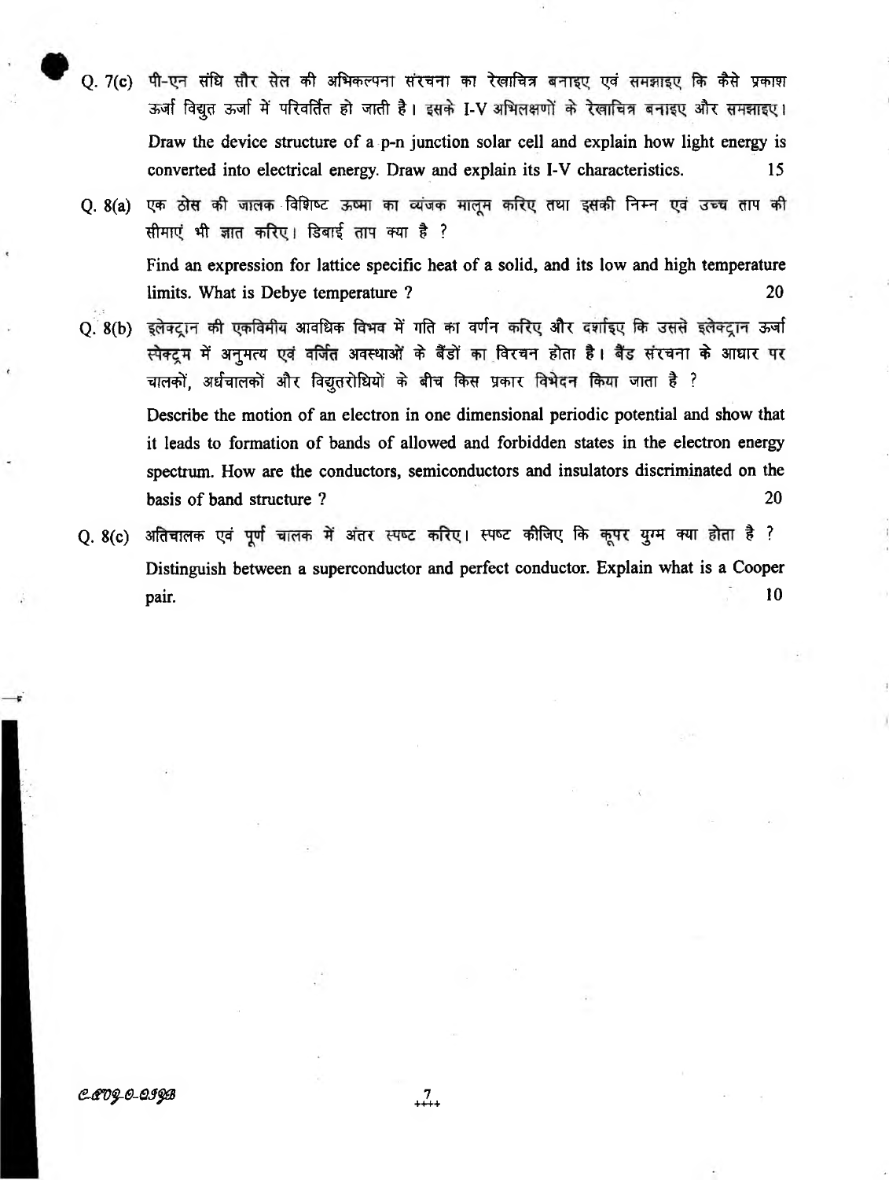Q. 7(c) पी-एन संधि सौर सेल की अभिकल्पना संरचना का रेखाचित्र बनाइए एवं समझाइए कि कैसे प्रकाश ऊर्जा विद्युत ऊर्जा में परिवर्तित हो जाती है। इसके I-V अभिलक्षणों के रेखाचित्र बनाइए और समझाइए।

Draw the device structure of a p-n junction solar cell and explain how light energy is converted into electrical energy. Draw and explain its I-V characteristics. 15

Q. 8(a) एक ठोस की जालक विशिष्ट ऊष्मा का व्यंजक मालूम करिए तथा इसकी निम्न एवं उच्च ताप की सीमाएं भी ज्ञात करिए। डिबाई ताप क्या है ?

Find an expression for lattice specific heat of a solid, and its low and high temperature limits. What is Debye temperature ? 20

Q. 8(b) इलेक्ट्रान की एकविमीय आवधिक विभव में गति का वर्णन करिए और दर्शाइए कि उससे इलेक्ट्रान ऊर्जा स्पेक्ट्रम में अनुमत्य एवं वर्जित अवस्थाओं के बैंडों का विरचन होता है। बैंड संरचना के आधार पर चालकों, अर्धचालकों और विद्युतरोधियों के बीच किस प्रकार विभेदन किया जाता है ?

Describe the motion of an electron in one dimensional periodic potential and show that it leads to formation of bands of allowed and forbidden states in the electron energy spectrum. How are the conductors, semiconductors and insulators discriminated on the basis of band structure ? 20

Q. 8(c) अतिचालक एवं पूर्ण चालक में अंतर स्पष्ट करिए। स्पष्ट कीजिए कि कूपर युग्म क्या होता है ?

Distinguish between a superconductor and perfect conductor. Explain what is a Cooper pair. 10